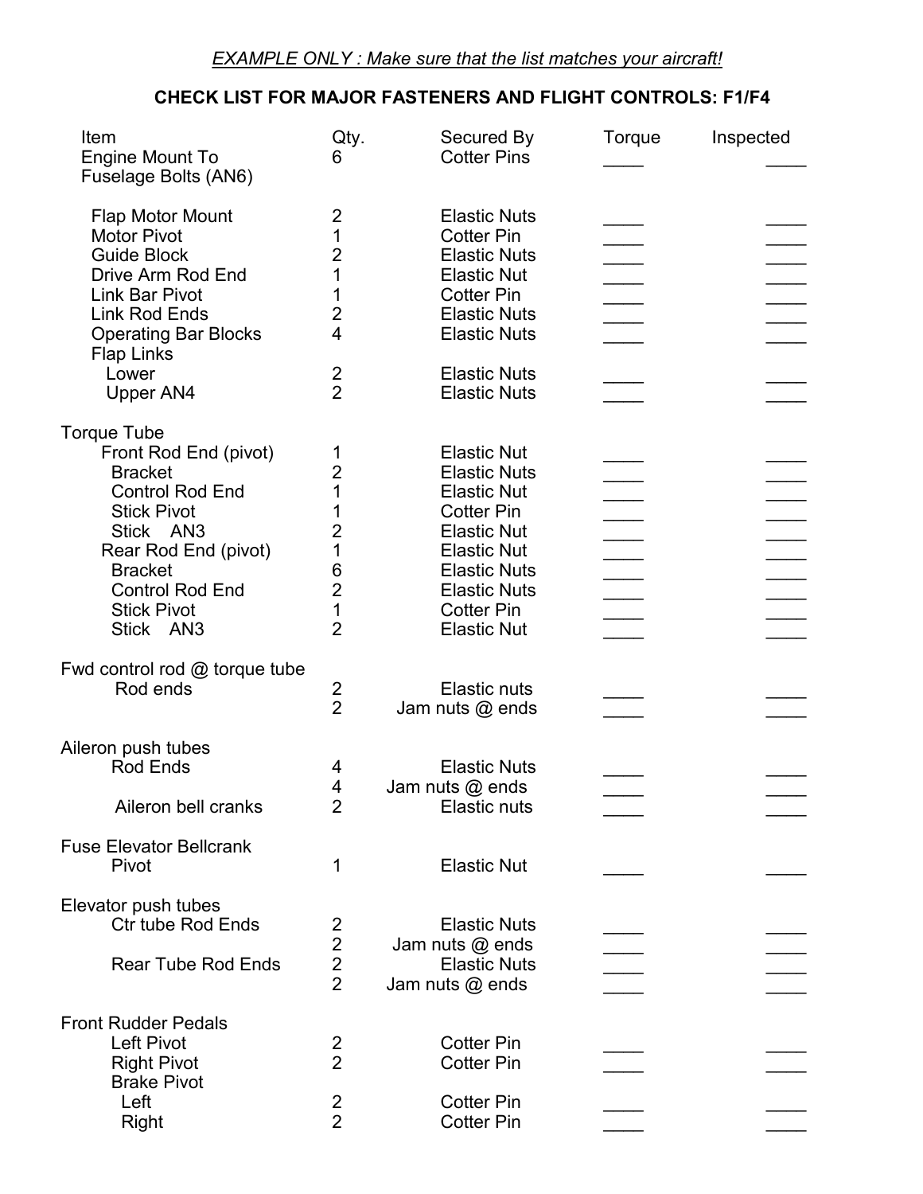*<u>EXAMPLE ONLY : Make sure that the list matches your aircraft!</u>*

**CHECK LIST FOR MAJOR FASTENERS AND FLIGHT CONTROLS: F1/F4**

| Item | Qty. | Secured By | Torque | Inspected |
|---|---|---|---|---|
| Engine Mount To Fuselage Bolts (AN6) | 6 | Cotter Pins | ____ | ____ |
| Flap Motor Mount | 2 | Elastic Nuts | ____ | ____ |
| Motor Pivot | 1 | Cotter Pin | ____ | ____ |
| Guide Block | 2 | Elastic Nuts | ____ | ____ |
| Drive Arm Rod End | 1 | Elastic Nut | ____ | ____ |
| Link Bar Pivot | 1 | Cotter Pin | ____ | ____ |
| Link Rod Ends | 2 | Elastic Nuts | ____ | ____ |
| Operating Bar Blocks | 4 | Elastic Nuts | ____ | ____ |
| Flap Links | | | | |
| Lower | 2 | Elastic Nuts | ____ | ____ |
| Upper AN4 | 2 | Elastic Nuts | ____ | ____ |
| Torque Tube | | | | |
| Front Rod End (pivot) | 1 | Elastic Nut | ____ | ____ |
| Bracket | 2 | Elastic Nuts | ____ | ____ |
| Control Rod End | 1 | Elastic Nut | ____ | ____ |
| Stick Pivot | 1 | Cotter Pin | ____ | ____ |
| Stick AN3 | 2 | Elastic Nut | ____ | ____ |
| Rear Rod End (pivot) | 1 | Elastic Nut | ____ | ____ |
| Bracket | 6 | Elastic Nuts | ____ | ____ |
| Control Rod End | 2 | Elastic Nuts | ____ | ____ |
| Stick Pivot | 1 | Cotter Pin | ____ | ____ |
| Stick AN3 | 2 | Elastic Nut | ____ | ____ |
| Fwd control rod @ torque tube | | | | |
| Rod ends | 2 | Elastic nuts | ____ | ____ |
| | 2 | Jam nuts @ ends | ____ | ____ |
| Aileron push tubes | | | | |
| Rod Ends | 4 | Elastic Nuts | ____ | ____ |
| | 4 | Jam nuts @ ends | ____ | ____ |
| Aileron bell cranks | 2 | Elastic nuts | ____ | ____ |
| Fuse Elevator Bellcrank | | | | |
| Pivot | 1 | Elastic Nut | ____ | ____ |
| Elevator push tubes | | | | |
| Ctr tube Rod Ends | 2 | Elastic Nuts | ____ | ____ |
| | 2 | Jam nuts @ ends | ____ | ____ |
| Rear Tube Rod Ends | 2 | Elastic Nuts | ____ | ____ |
| | 2 | Jam nuts @ ends | ____ | ____ |
| Front Rudder Pedals | | | | |
| Left Pivot | 2 | Cotter Pin | ____ | ____ |
| Right Pivot | 2 | Cotter Pin | ____ | ____ |
| Brake Pivot | | | | |
| Left | 2 | Cotter Pin | ____ | ____ |
| Right | 2 | Cotter Pin | ____ | ____ |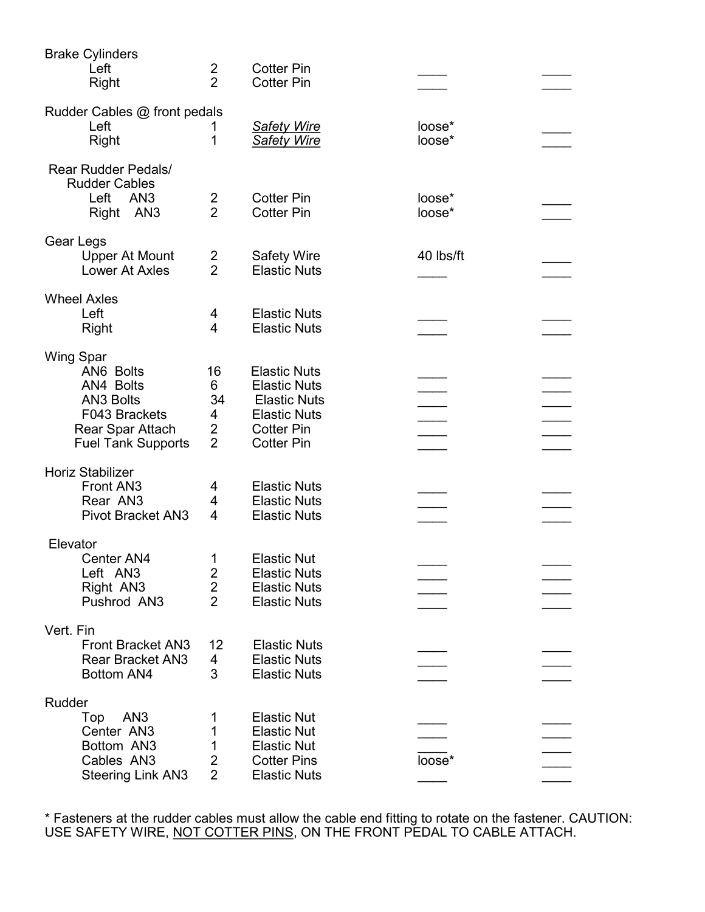| | | | | |
|---|---|---|---|---|
| **Brake Cylinders** | | | | |
| Left | 2 | Cotter Pin | ____ | ____ |
| Right | 2 | Cotter Pin | ____ | ____ |
| **Rudder Cables @ front pedals** | | | | |
| Left | 1 | *Safety Wire* | loose* | ____ |
| Right | 1 | *Safety Wire* | loose* | ____ |
| **Rear Rudder Pedals/ Rudder Cables** | | | | |
| Left AN3 | 2 | Cotter Pin | loose* | ____ |
| Right AN3 | 2 | Cotter Pin | loose* | ____ |
| **Gear Legs** | | | | |
| Upper At Mount | 2 | Safety Wire | 40 lbs/ft | ____ |
| Lower At Axles | 2 | Elastic Nuts | ____ | ____ |
| **Wheel Axles** | | | | |
| Left | 4 | Elastic Nuts | ____ | ____ |
| Right | 4 | Elastic Nuts | ____ | ____ |
| **Wing Spar** | | | | |
| AN6 Bolts | 16 | Elastic Nuts | ____ | ____ |
| AN4 Bolts | 6 | Elastic Nuts | ____ | ____ |
| AN3 Bolts | 34 | Elastic Nuts | ____ | ____ |
| F043 Brackets | 4 | Elastic Nuts | ____ | ____ |
| Rear Spar Attach | 2 | Cotter Pin | ____ | ____ |
| Fuel Tank Supports | 2 | Cotter Pin | ____ | ____ |
| **Horiz Stabilizer** | | | | |
| Front AN3 | 4 | Elastic Nuts | ____ | ____ |
| Rear AN3 | 4 | Elastic Nuts | ____ | ____ |
| Pivot Bracket AN3 | 4 | Elastic Nuts | ____ | ____ |
| **Elevator** | | | | |
| Center AN4 | 1 | Elastic Nut | ____ | ____ |
| Left AN3 | 2 | Elastic Nuts | ____ | ____ |
| Right AN3 | 2 | Elastic Nuts | ____ | ____ |
| Pushrod AN3 | 2 | Elastic Nuts | ____ | ____ |
| **Vert. Fin** | | | | |
| Front Bracket AN3 | 12 | Elastic Nuts | ____ | ____ |
| Rear Bracket AN3 | 4 | Elastic Nuts | ____ | ____ |
| Bottom AN4 | 3 | Elastic Nuts | ____ | ____ |
| **Rudder** | | | | |
| Top AN3 | 1 | Elastic Nut | ____ | ____ |
| Center AN3 | 1 | Elastic Nut | ____ | ____ |
| Bottom AN3 | 1 | Elastic Nut | ____ | ____ |
| Cables AN3 | 2 | Cotter Pins | loose* | ____ |
| Steering Link AN3 | 2 | Elastic Nuts | ____ | ____ |

* Fasteners at the rudder cables must allow the cable end fitting to rotate on the fastener. CAUTION: USE SAFETY WIRE, <u>NOT COTTER PINS</u>, ON THE FRONT PEDAL TO CABLE ATTACH.